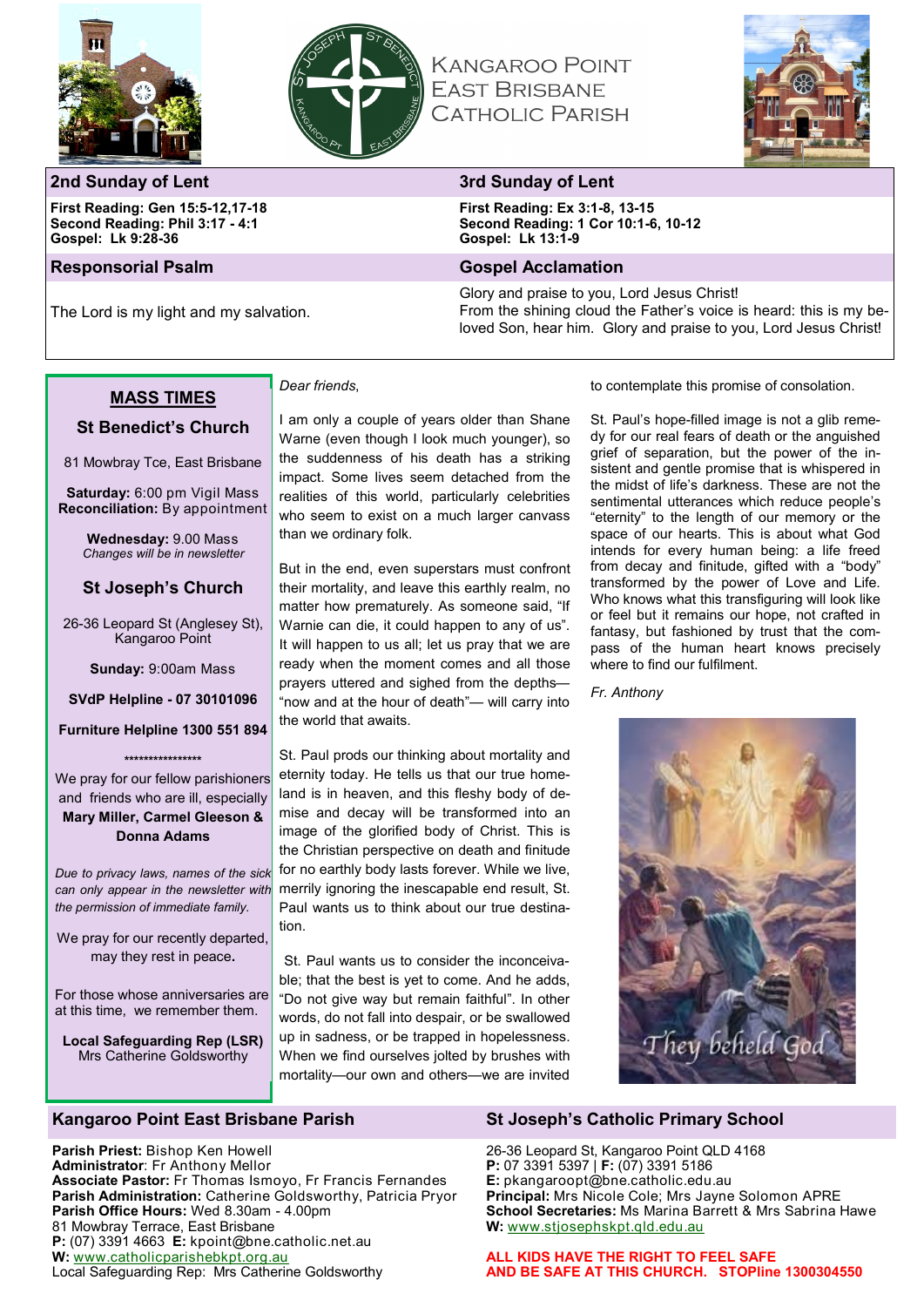# Kangaroo Point East Brisbane Catholic Parish

## 2nd Sunday of Lent

**First Reading: Gen 15:5-12,17-18**
**Second Reading: Phil 3:17 - 4:1**
**Gospel: Lk 9:28-36**

## Responsorial Psalm

The Lord is my light and my salvation.

## 3rd Sunday of Lent

**First Reading: Ex 3:1-8, 13-15**
**Second Reading: 1 Cor 10:1-6, 10-12**
**Gospel: Lk 13:1-9**

## Gospel Acclamation

Glory and praise to you, Lord Jesus Christ!
From the shining cloud the Father's voice is heard: this is my beloved Son, hear him. Glory and praise to you, Lord Jesus Christ!

## MASS TIMES

### St Benedict's Church

81 Mowbray Tce, East Brisbane

**Saturday:** 6:00 pm Vigil Mass
**Reconciliation:** By appointment

**Wednesday:** 9.00 Mass
*Changes will be in newsletter*

### St Joseph's Church

26-36 Leopard St (Anglesey St), Kangaroo Point

**Sunday:** 9:00am Mass

**SVdP Helpline - 07 30101096**

**Furniture Helpline 1300 551 894**

\*\*\*\*\*\*\*\*\*\*\*\*\*\*\*\*

We pray for our fellow parishioners and friends who are ill, especially **Mary Miller, Carmel Gleeson & Donna Adams**

*Due to privacy laws, names of the sick can only appear in the newsletter with the permission of immediate family.*

We pray for our recently departed, may they rest in peace**.**

For those whose anniversaries are at this time, we remember them.

**Local Safeguarding Rep (LSR)**
Mrs Catherine Goldsworthy

*Dear friends*,

I am only a couple of years older than Shane Warne (even though I look much younger), so the suddenness of his death has a striking impact. Some lives seem detached from the realities of this world, particularly celebrities who seem to exist on a much larger canvass than we ordinary folk.

But in the end, even superstars must confront their mortality, and leave this earthly realm, no matter how prematurely. As someone said, "If Warnie can die, it could happen to any of us". It will happen to us all; let us pray that we are ready when the moment comes and all those prayers uttered and sighed from the depths—"now and at the hour of death"— will carry into the world that awaits.

St. Paul prods our thinking about mortality and eternity today. He tells us that our true homeland is in heaven, and this fleshy body of demise and decay will be transformed into an image of the glorified body of Christ. This is the Christian perspective on death and finitude for no earthly body lasts forever. While we live, merrily ignoring the inescapable end result, St. Paul wants us to think about our true destination.

St. Paul wants us to consider the inconceivable; that the best is yet to come. And he adds, "Do not give way but remain faithful". In other words, do not fall into despair, or be swallowed up in sadness, or be trapped in hopelessness. When we find ourselves jolted by brushes with mortality—our own and others—we are invited to contemplate this promise of consolation.

St. Paul's hope-filled image is not a glib remedy for our real fears of death or the anguished grief of separation, but the power of the insistent and gentle promise that is whispered in the midst of life's darkness. These are not the sentimental utterances which reduce people's "eternity" to the length of our memory or the space of our hearts. This is about what God intends for every human being: a life freed from decay and finitude, gifted with a "body" transformed by the power of Love and Life. Who knows what this transfiguring will look like or feel but it remains our hope, not crafted in fantasy, but fashioned by trust that the compass of the human heart knows precisely where to find our fulfilment.

*Fr. Anthony*

They beheld God

## Kangaroo Point East Brisbane Parish

**Parish Priest:** Bishop Ken Howell
**Administrator**: Fr Anthony Mellor
**Associate Pastor:** Fr Thomas Ismoyo, Fr Francis Fernandes
**Parish Administration:** Catherine Goldsworthy, Patricia Pryor
**Parish Office Hours:** Wed 8.30am - 4.00pm
81 Mowbray Terrace, East Brisbane
**P:** (07) 3391 4663 **E:** kpoint@bne.catholic.net.au
**W:** www.catholicparishebkpt.org.au
Local Safeguarding Rep: Mrs Catherine Goldsworthy

## St Joseph's Catholic Primary School

26-36 Leopard St, Kangaroo Point QLD 4168
**P:** 07 3391 5397 | **F:** (07) 3391 5186
**E:** pkangaroopt@bne.catholic.edu.au
**Principal:** Mrs Nicole Cole; Mrs Jayne Solomon APRE
**School Secretaries:** Ms Marina Barrett & Mrs Sabrina Hawe
**W:** www.stjosephskpt.qld.edu.au

**ALL KIDS HAVE THE RIGHT TO FEEL SAFE AND BE SAFE AT THIS CHURCH. STOPline 1300304550**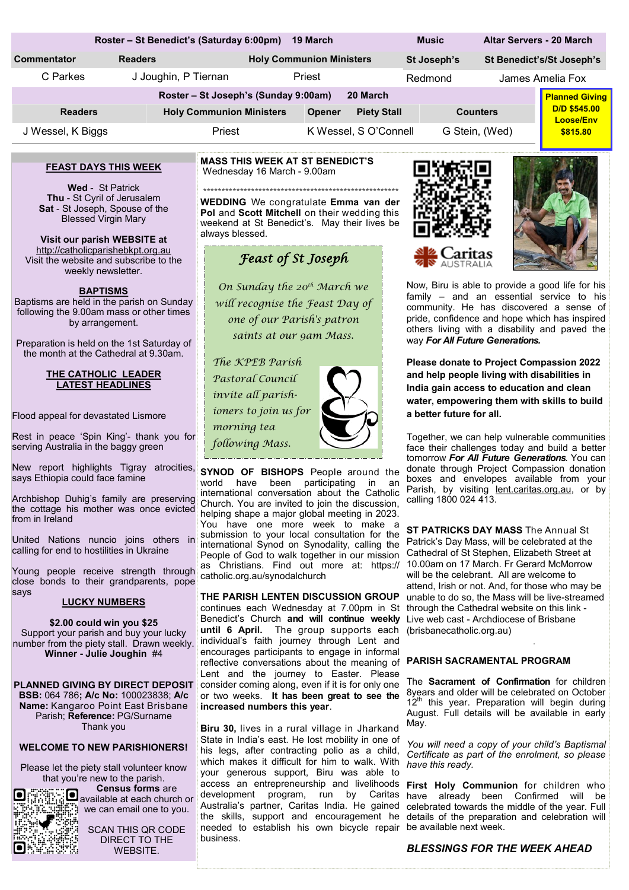| Roster – St Benedict's (Saturday 6:00pm) 19 March | | | Music | Altar Servers - 20 March |
|---|---|---|---|---|
| Commentator | Readers | Holy Communion Ministers | St Joseph's | St Benedict's/St Joseph's |
| C Parkes | J Joughin, P Tiernan | Priest | Redmond | James Amelia Fox |

| Roster – St Joseph's (Sunday 9:00am) 20 March | | | | |
|---|---|---|---|---|
| Readers | Holy Communion Ministers | Opener | Piety Stall | Counters |
| J Wessel, K Biggs | Priest | K Wessel, S O'Connell | | G Stein, (Wed) |

**Planned Giving**
**D/D $545.00**
**Loose/Env**
**$815.80**

## FEAST DAYS THIS WEEK

**Wed** - St Patrick
**Thu** - St Cyril of Jerusalem
**Sat** - St Joseph, Spouse of the Blessed Virgin Mary

**Visit our parish WEBSITE at**
http://catholicparishebkpt.org.au
Visit the website and subscribe to the weekly newsletter.

## BAPTISMS

Baptisms are held in the parish on Sunday following the 9.00am mass or other times by arrangement.

Preparation is held on the 1st Saturday of the month at the Cathedral at 9.30am.

## THE CATHOLIC LEADER LATEST HEADLINES

Flood appeal for devastated Lismore

Rest in peace 'Spin King'- thank you for serving Australia in the baggy green

New report highlights Tigray atrocities, says Ethiopia could face famine

Archbishop Duhig's family are preserving the cottage his mother was once evicted from in Ireland

United Nations nuncio joins others in calling for end to hostilities in Ukraine

Young people receive strength through close bonds to their grandparents, pope says

## LUCKY NUMBERS

**$2.00 could win you $25**
Support your parish and buy your lucky number from the piety stall. Drawn weekly.
**Winner - Julie Joughin** #4

**PLANNED GIVING BY DIRECT DEPOSIT**
**BSB:** 064 786**; A/c No:** 100023838; **A/c Name:** Kangaroo Point East Brisbane Parish; **Reference:** PG/Surname
Thank you

**WELCOME TO NEW PARISHIONERS!**

Please let the piety stall volunteer know that you're new to the parish.
**Census forms** are available at each church or we can email one to you.

SCAN THIS QR CODE DIRECT TO THE WEBSITE.

**MASS THIS WEEK AT ST BENEDICT'S**
Wednesday 16 March - 9.00am

*****************************************************

**WEDDING** We congratulate **Emma van der Pol** and **Scott Mitchell** on their wedding this weekend at St Benedict's. May their lives be always blessed.

### *Feast of St Joseph*

*On Sunday the 20th March we will recognise the Feast Day of one of our Parish's patron saints at our 9am Mass.*

*The KPEB Parish Pastoral Council invite all parishioners to join us for morning tea following Mass.*

**SYNOD OF BISHOPS** People around the world have been participating in an international conversation about the Catholic Church. You are invited to join the discussion, helping shape a major global meeting in 2023. You have one more week to make a submission to your local consultation for the international Synod on Synodality, calling the People of God to walk together in our mission as Christians. Find out more at: https://catholic.org.au/synodalchurch

**THE PARISH LENTEN DISCUSSION GROUP** continues each Wednesday at 7.00pm in St Benedict's Church **and will continue weekly until 6 April.** The group supports each individual's faith journey through Lent and encourages participants to engage in informal reflective conversations about the meaning of Lent and the journey to Easter. Please consider coming along, even if it is for only one or two weeks. **It has been great to see the increased numbers this year**.

**Biru 30,** lives in a rural village in Jharkand State in India's east. He lost mobility in one of his legs, after contracting polio as a child, which makes it difficult for him to walk. With your generous support, Biru was able to access an entrepreneurship and livelihoods development program, run by Caritas Australia's partner, Caritas India. He gained the skills, support and encouragement he needed to establish his own bicycle repair business.

Caritas AUSTRALIA

Now, Biru is able to provide a good life for his family – and an essential service to his community. He has discovered a sense of pride, confidence and hope which has inspired others living with a disability and paved the way ***For All Future Generations.***

**Please donate to Project Compassion 2022 and help people living with disabilities in India gain access to education and clean water, empowering them with skills to build a better future for all.**

Together, we can help vulnerable communities face their challenges today and build a better tomorrow ***For All Future Generations***. You can donate through Project Compassion donation boxes and envelopes available from your Parish, by visiting lent.caritas.org.au, or by calling 1800 024 413.

**ST PATRICKS DAY MASS** The Annual St Patrick's Day Mass, will be celebrated at the Cathedral of St Stephen, Elizabeth Street at 10.00am on 17 March. Fr Gerard McMorrow will be the celebrant. All are welcome to attend, Irish or not. And, for those who may be unable to do so, the Mass will be live-streamed through the Cathedral website on this link - Live web cast - Archdiocese of Brisbane (brisbanecatholic.org.au)

**PARISH SACRAMENTAL PROGRAM**

The **Sacrament of Confirmation** for children 8years and older will be celebrated on October 12th this year. Preparation will begin during August. Full details will be available in early May.

*You will need a copy of your child's Baptismal Certificate as part of the enrolment, so please have this ready.*

**First Holy Communion** for children who have already been Confirmed will be celebrated towards the middle of the year. Full details of the preparation and celebration will be available next week.

***BLESSINGS FOR THE WEEK AHEAD***